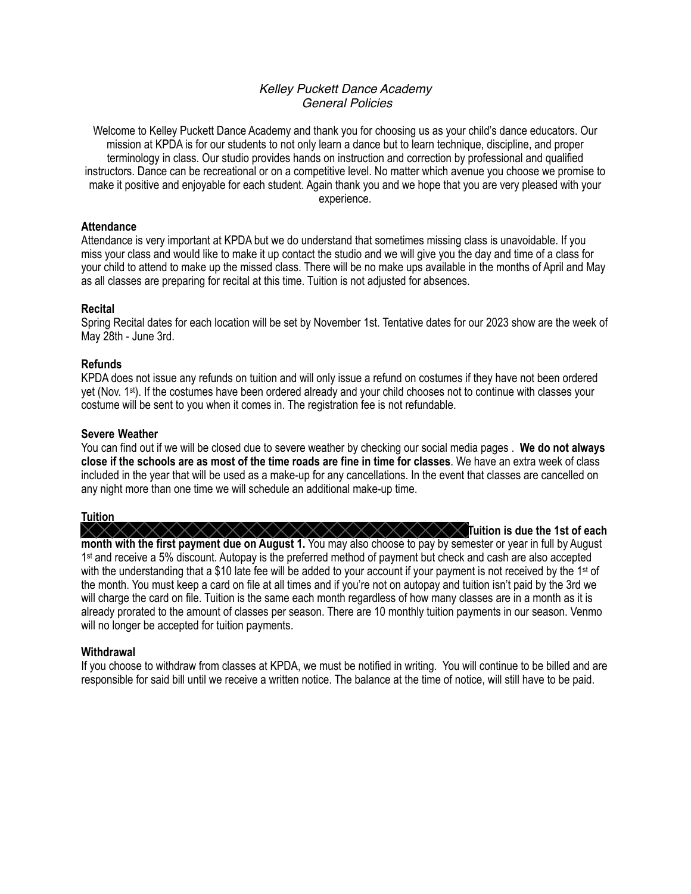*Kelley Puckett Dance Academy*
*General Policies*

Welcome to Kelley Puckett Dance Academy and thank you for choosing us as your child's dance educators. Our mission at KPDA is for our students to not only learn a dance but to learn technique, discipline, and proper terminology in class. Our studio provides hands on instruction and correction by professional and qualified instructors. Dance can be recreational or on a competitive level. No matter which avenue you choose we promise to make it positive and enjoyable for each student. Again thank you and we hope that you are very pleased with your experience.

**Attendance**

Attendance is very important at KPDA but we do understand that sometimes missing class is unavoidable. If you miss your class and would like to make it up contact the studio and we will give you the day and time of a class for your child to attend to make up the missed class. There will be no make ups available in the months of April and May as all classes are preparing for recital at this time. Tuition is not adjusted for absences.

**Recital**

Spring Recital dates for each location will be set by November 1st. Tentative dates for our 2023 show are the week of May 28th - June 3rd.

**Refunds**

KPDA does not issue any refunds on tuition and will only issue a refund on costumes if they have not been ordered yet (Nov. 1st). If the costumes have been ordered already and your child chooses not to continue with classes your costume will be sent to you when it comes in. The registration fee is not refundable.

**Severe Weather**

You can find out if we will be closed due to severe weather by checking our social media pages . **We do not always close if the schools are as most of the time roads are fine in time for classes**. We have an extra week of class included in the year that will be used as a make-up for any cancellations. In the event that classes are cancelled on any night more than one time we will schedule an additional make-up time.

**Tuition**

**Tuition is due the 1st of each month with the first payment due on August 1.** You may also choose to pay by semester or year in full by August 1st and receive a 5% discount. Autopay is the preferred method of payment but check and cash are also accepted with the understanding that a $10 late fee will be added to your account if your payment is not received by the 1st of the month. You must keep a card on file at all times and if you're not on autopay and tuition isn't paid by the 3rd we will charge the card on file. Tuition is the same each month regardless of how many classes are in a month as it is already prorated to the amount of classes per season. There are 10 monthly tuition payments in our season. Venmo will no longer be accepted for tuition payments.

**Withdrawal**

If you choose to withdraw from classes at KPDA, we must be notified in writing. You will continue to be billed and are responsible for said bill until we receive a written notice. The balance at the time of notice, will still have to be paid.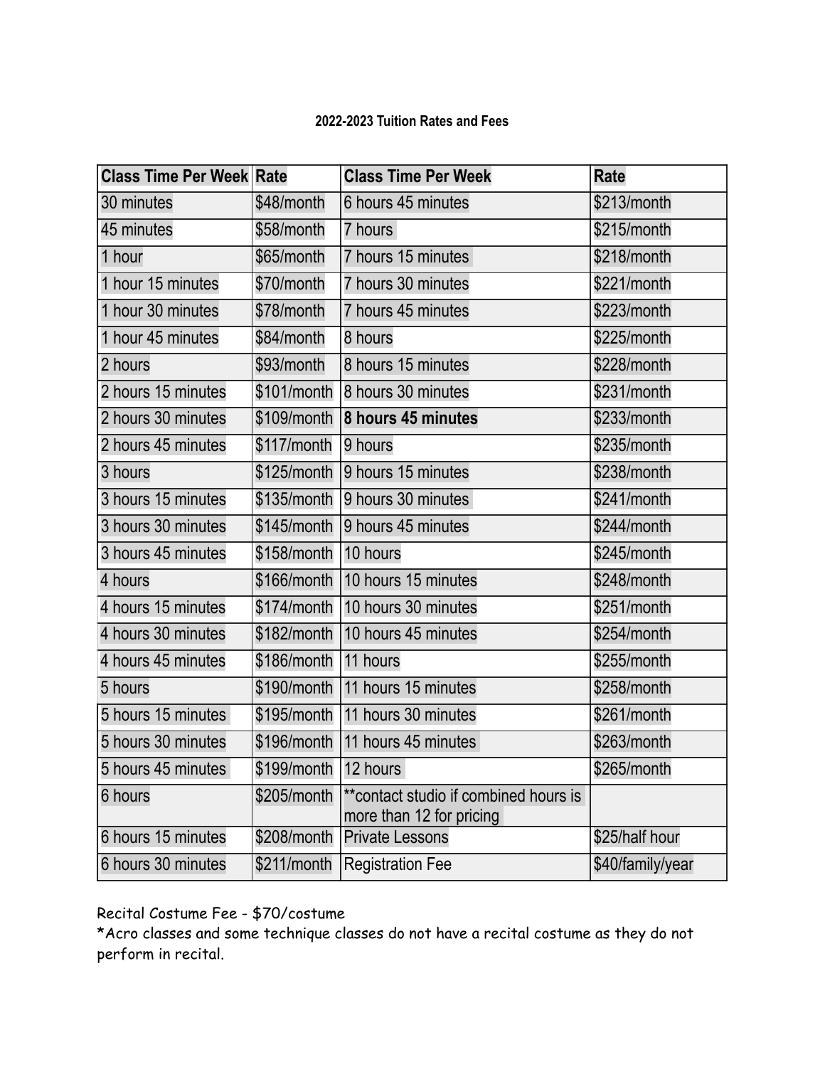**2022-2023 Tuition Rates and Fees**

| Class Time Per Week | Rate | Class Time Per Week | Rate |
|---|---|---|---|
| 30 minutes | $48/month | 6 hours 45 minutes | $213/month |
| 45 minutes | $58/month | 7 hours | $215/month |
| 1 hour | $65/month | 7 hours 15 minutes | $218/month |
| 1 hour 15 minutes | $70/month | 7 hours 30 minutes | $221/month |
| 1 hour 30 minutes | $78/month | 7 hours 45 minutes | $223/month |
| 1 hour 45 minutes | $84/month | 8 hours | $225/month |
| 2 hours | $93/month | 8 hours 15 minutes | $228/month |
| 2 hours 15 minutes | $101/month | 8 hours 30 minutes | $231/month |
| 2 hours 30 minutes | $109/month | **8 hours 45 minutes** | $233/month |
| 2 hours 45 minutes | $117/month | 9 hours | $235/month |
| 3 hours | $125/month | 9 hours 15 minutes | $238/month |
| 3 hours 15 minutes | $135/month | 9 hours 30 minutes | $241/month |
| 3 hours 30 minutes | $145/month | 9 hours 45 minutes | $244/month |
| 3 hours 45 minutes | $158/month | 10 hours | $245/month |
| 4 hours | $166/month | 10 hours 15 minutes | $248/month |
| 4 hours 15 minutes | $174/month | 10 hours 30 minutes | $251/month |
| 4 hours 30 minutes | $182/month | 10 hours 45 minutes | $254/month |
| 4 hours 45 minutes | $186/month | 11 hours | $255/month |
| 5 hours | $190/month | 11 hours 15 minutes | $258/month |
| 5 hours 15 minutes | $195/month | 11 hours 30 minutes | $261/month |
| 5 hours 30 minutes | $196/month | 11 hours 45 minutes | $263/month |
| 5 hours 45 minutes | $199/month | 12 hours | $265/month |
| 6 hours | $205/month | **contact studio if combined hours is more than 12 for pricing | |
| 6 hours 15 minutes | $208/month | Private Lessons | $25/half hour |
| 6 hours 30 minutes | $211/month | Registration Fee | $40/family/year |

Recital Costume Fee - $70/costume

*Acro classes and some technique classes do not have a recital costume as they do not perform in recital.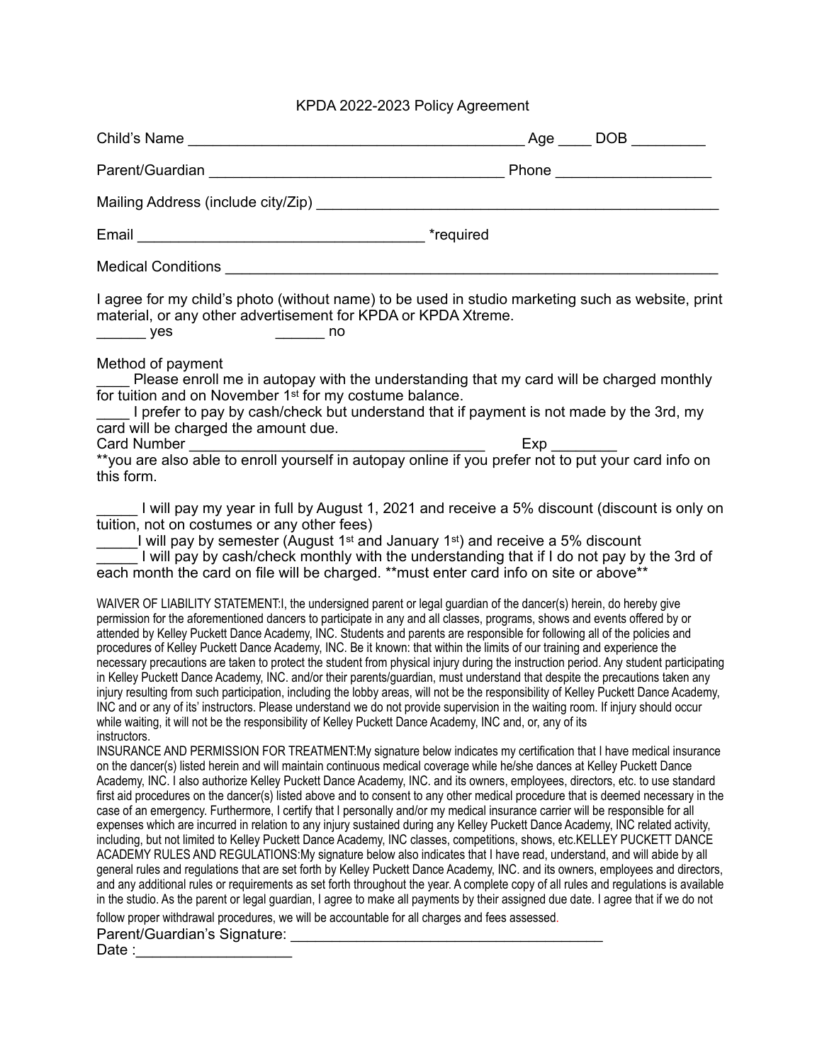# KPDA 2022-2023 Policy Agreement

Child's Name ________________________________________ Age ____ DOB _________

Parent/Guardian ___________________________________ Phone __________________

Mailing Address (include city/Zip) _______________________________________________

Email __________________________________ *required

Medical Conditions ________________________________________________________

I agree for my child's photo (without name) to be used in studio marketing such as website, print material, or any other advertisement for KPDA or KPDA Xtreme.
______ yes                ______ no

Method of payment
____ Please enroll me in autopay with the understanding that my card will be charged monthly for tuition and on November 1st for my costume balance.
____ I prefer to pay by cash/check but understand that if payment is not made by the 3rd, my card will be charged the amount due.
Card Number ___________________________________ Exp ________
**you are also able to enroll yourself in autopay online if you prefer not to put your card info on this form.

_____ I will pay my year in full by August 1, 2021 and receive a 5% discount (discount is only on tuition, not on costumes or any other fees)
_____I will pay by semester (August 1st and January 1st) and receive a 5% discount
_____ I will pay by cash/check monthly with the understanding that if I do not pay by the 3rd of each month the card on file will be charged. **must enter card info on site or above**

WAIVER OF LIABILITY STATEMENT:I, the undersigned parent or legal guardian of the dancer(s) herein, do hereby give permission for the aforementioned dancers to participate in any and all classes, programs, shows and events offered by or attended by Kelley Puckett Dance Academy, INC. Students and parents are responsible for following all of the policies and procedures of Kelley Puckett Dance Academy, INC. Be it known: that within the limits of our training and experience the necessary precautions are taken to protect the student from physical injury during the instruction period. Any student participating in Kelley Puckett Dance Academy, INC. and/or their parents/guardian, must understand that despite the precautions taken any injury resulting from such participation, including the lobby areas, will not be the responsibility of Kelley Puckett Dance Academy, INC and or any of its' instructors. Please understand we do not provide supervision in the waiting room. If injury should occur while waiting, it will not be the responsibility of Kelley Puckett Dance Academy, INC and, or, any of its instructors.
INSURANCE AND PERMISSION FOR TREATMENT:My signature below indicates my certification that I have medical insurance on the dancer(s) listed herein and will maintain continuous medical coverage while he/she dances at Kelley Puckett Dance Academy, INC. I also authorize Kelley Puckett Dance Academy, INC. and its owners, employees, directors, etc. to use standard first aid procedures on the dancer(s) listed above and to consent to any other medical procedure that is deemed necessary in the case of an emergency. Furthermore, I certify that I personally and/or my medical insurance carrier will be responsible for all expenses which are incurred in relation to any injury sustained during any Kelley Puckett Dance Academy, INC related activity, including, but not limited to Kelley Puckett Dance Academy, INC classes, competitions, shows, etc.KELLEY PUCKETT DANCE ACADEMY RULES AND REGULATIONS:My signature below also indicates that I have read, understand, and will abide by all general rules and regulations that are set forth by Kelley Puckett Dance Academy, INC. and its owners, employees and directors, and any additional rules or requirements as set forth throughout the year. A complete copy of all rules and regulations is available in the studio. As the parent or legal guardian, I agree to make all payments by their assigned due date. I agree that if we do not follow proper withdrawal procedures, we will be accountable for all charges and fees assessed.

Parent/Guardian's Signature: ______________________________________
Date :__________________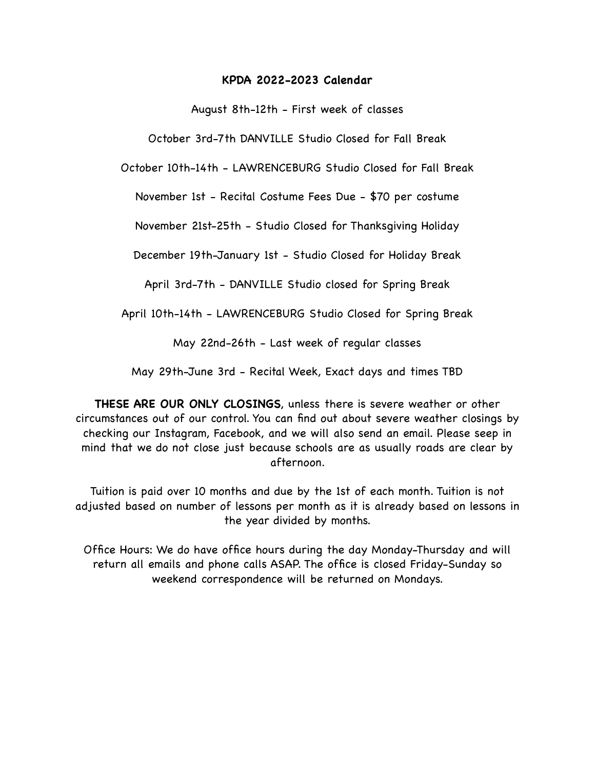## KPDA 2022-2023 Calendar

August 8th-12th - First week of classes

October 3rd-7th DANVILLE Studio Closed for Fall Break

October 10th-14th - LAWRENCEBURG Studio Closed for Fall Break

November 1st - Recital Costume Fees Due - $70 per costume

November 21st-25th - Studio Closed for Thanksgiving Holiday

December 19th-January 1st - Studio Closed for Holiday Break

April 3rd-7th - DANVILLE Studio closed for Spring Break

April 10th-14th - LAWRENCEBURG Studio Closed for Spring Break

May 22nd-26th - Last week of regular classes

May 29th-June 3rd - Recital Week, Exact days and times TBD

**THESE ARE OUR ONLY CLOSINGS**, unless there is severe weather or other circumstances out of our control. You can find out about severe weather closings by checking our Instagram, Facebook, and we will also send an email. Please seep in mind that we do not close just because schools are as usually roads are clear by afternoon.

Tuition is paid over 10 months and due by the 1st of each month. Tuition is not adjusted based on number of lessons per month as it is already based on lessons in the year divided by months.

Office Hours: We do have office hours during the day Monday-Thursday and will return all emails and phone calls ASAP. The office is closed Friday-Sunday so weekend correspondence will be returned on Mondays.